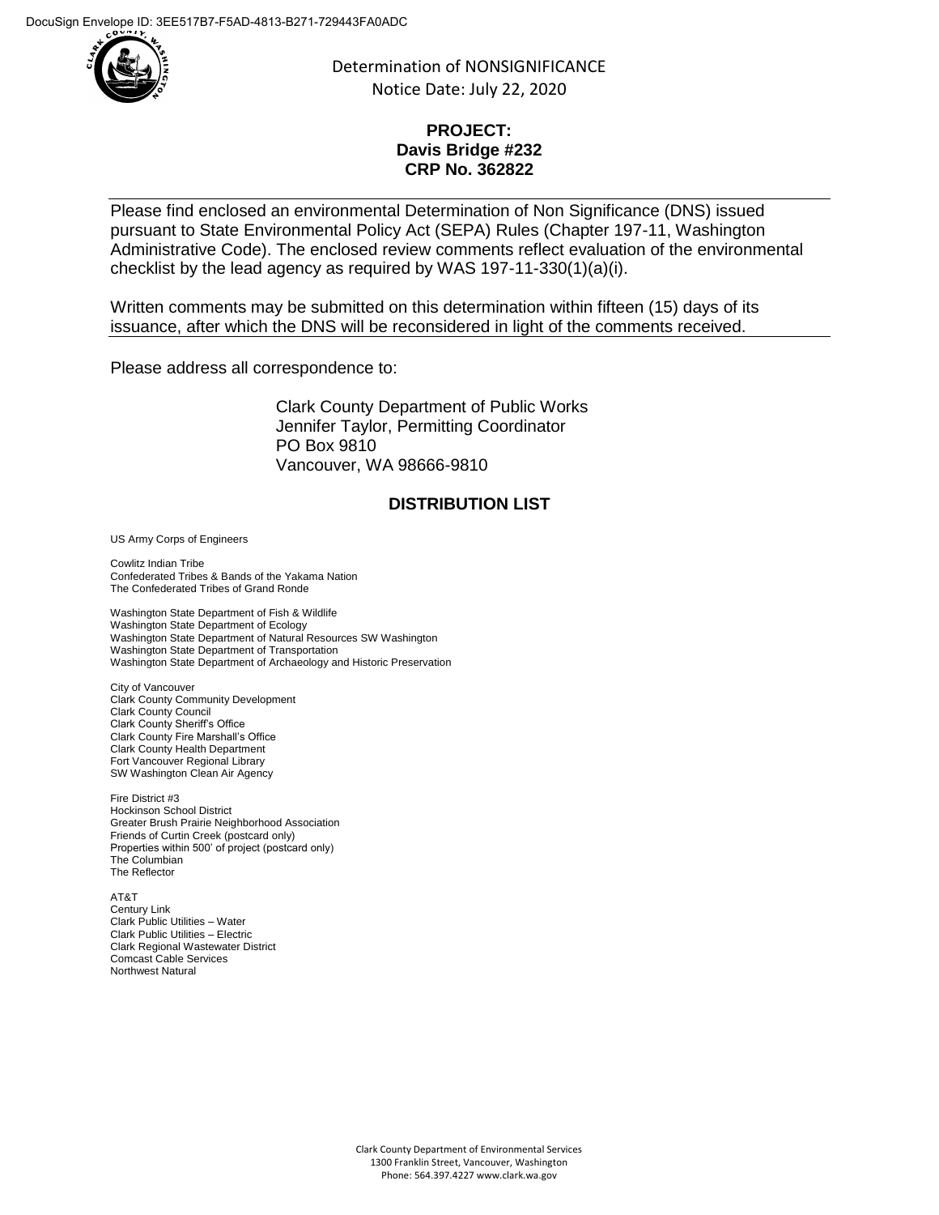DocuSign Envelope ID: 3EE517B7-F5AD-4813-B271-729443FA0ADC

Determination of NONSIGNIFICANCE
Notice Date: July 22, 2020

**PROJECT:**
**Davis Bridge #232**
**CRP No. 362822**

Please find enclosed an environmental Determination of Non Significance (DNS) issued pursuant to State Environmental Policy Act (SEPA) Rules (Chapter 197-11, Washington Administrative Code). The enclosed review comments reflect evaluation of the environmental checklist by the lead agency as required by WAS 197-11-330(1)(a)(i).

Written comments may be submitted on this determination within fifteen (15) days of its issuance, after which the DNS will be reconsidered in light of the comments received.

Please address all correspondence to:

Clark County Department of Public Works
Jennifer Taylor, Permitting Coordinator
PO Box 9810
Vancouver, WA 98666-9810

## DISTRIBUTION LIST

US Army Corps of Engineers

Cowlitz Indian Tribe
Confederated Tribes & Bands of the Yakama Nation
The Confederated Tribes of Grand Ronde

Washington State Department of Fish & Wildlife
Washington State Department of Ecology
Washington State Department of Natural Resources SW Washington
Washington State Department of Transportation
Washington State Department of Archaeology and Historic Preservation

City of Vancouver
Clark County Community Development
Clark County Council
Clark County Sheriff's Office
Clark County Fire Marshall's Office
Clark County Health Department
Fort Vancouver Regional Library
SW Washington Clean Air Agency

Fire District #3
Hockinson School District
Greater Brush Prairie Neighborhood Association
Friends of Curtin Creek (postcard only)
Properties within 500' of project (postcard only)
The Columbian
The Reflector

AT&T
Century Link
Clark Public Utilities – Water
Clark Public Utilities – Electric
Clark Regional Wastewater District
Comcast Cable Services
Northwest Natural

Clark County Department of Environmental Services
1300 Franklin Street, Vancouver, Washington
Phone: 564.397.4227 www.clark.wa.gov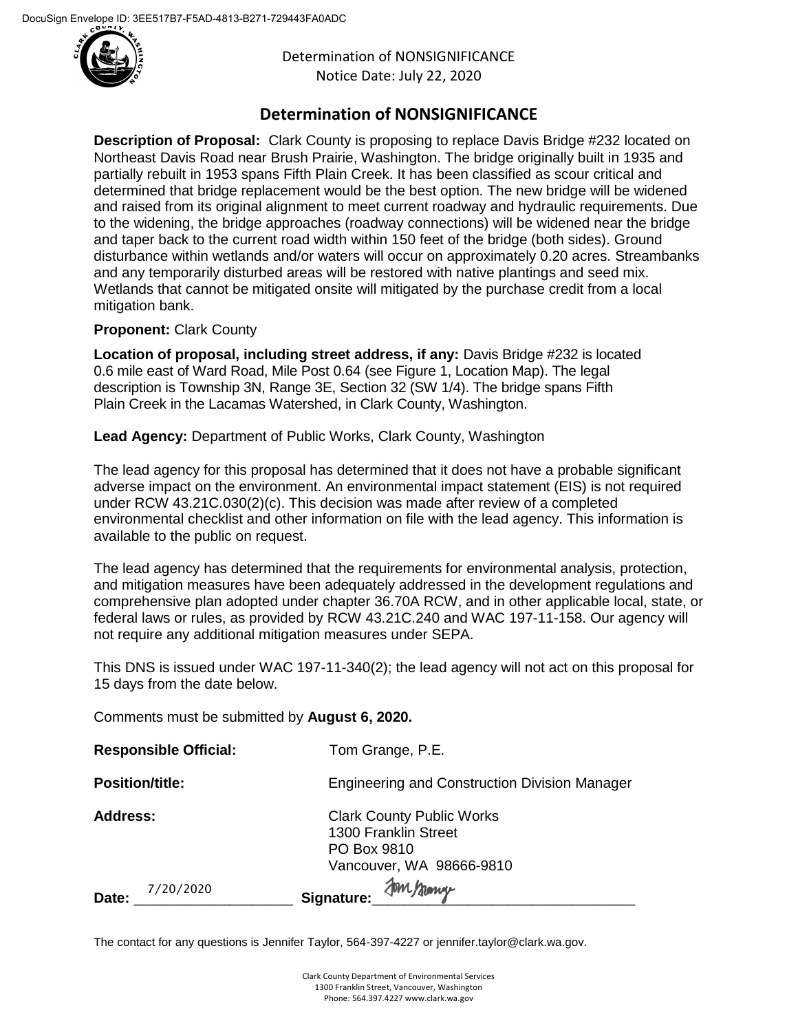DocuSign Envelope ID: 3EE517B7-F5AD-4813-B271-729443FA0ADC

Determination of NONSIGNIFICANCE
Notice Date: July 22, 2020

## Determination of NONSIGNIFICANCE

**Description of Proposal:** Clark County is proposing to replace Davis Bridge #232 located on Northeast Davis Road near Brush Prairie, Washington. The bridge originally built in 1935 and partially rebuilt in 1953 spans Fifth Plain Creek. It has been classified as scour critical and determined that bridge replacement would be the best option. The new bridge will be widened and raised from its original alignment to meet current roadway and hydraulic requirements. Due to the widening, the bridge approaches (roadway connections) will be widened near the bridge and taper back to the current road width within 150 feet of the bridge (both sides). Ground disturbance within wetlands and/or waters will occur on approximately 0.20 acres. Streambanks and any temporarily disturbed areas will be restored with native plantings and seed mix. Wetlands that cannot be mitigated onsite will mitigated by the purchase credit from a local mitigation bank.

**Proponent:** Clark County

**Location of proposal, including street address, if any:** Davis Bridge #232 is located 0.6 mile east of Ward Road, Mile Post 0.64 (see Figure 1, Location Map). The legal description is Township 3N, Range 3E, Section 32 (SW 1/4). The bridge spans Fifth Plain Creek in the Lacamas Watershed, in Clark County, Washington.

**Lead Agency:** Department of Public Works, Clark County, Washington

The lead agency for this proposal has determined that it does not have a probable significant adverse impact on the environment. An environmental impact statement (EIS) is not required under RCW 43.21C.030(2)(c). This decision was made after review of a completed environmental checklist and other information on file with the lead agency. This information is available to the public on request.

The lead agency has determined that the requirements for environmental analysis, protection, and mitigation measures have been adequately addressed in the development regulations and comprehensive plan adopted under chapter 36.70A RCW, and in other applicable local, state, or federal laws or rules, as provided by RCW 43.21C.240 and WAC 197-11-158. Our agency will not require any additional mitigation measures under SEPA.

This DNS is issued under WAC 197-11-340(2); the lead agency will not act on this proposal for 15 days from the date below.

Comments must be submitted by **August 6, 2020.**

**Responsible Official:** Tom Grange, P.E.

**Position/title:** Engineering and Construction Division Manager

**Address:** Clark County Public Works
1300 Franklin Street
PO Box 9810
Vancouver, WA 98666-9810

**Date:** 7/20/2020 **Signature:** Tom Grange

The contact for any questions is Jennifer Taylor, 564-397-4227 or jennifer.taylor@clark.wa.gov.

Clark County Department of Environmental Services
1300 Franklin Street, Vancouver, Washington
Phone: 564.397.4227 www.clark.wa.gov